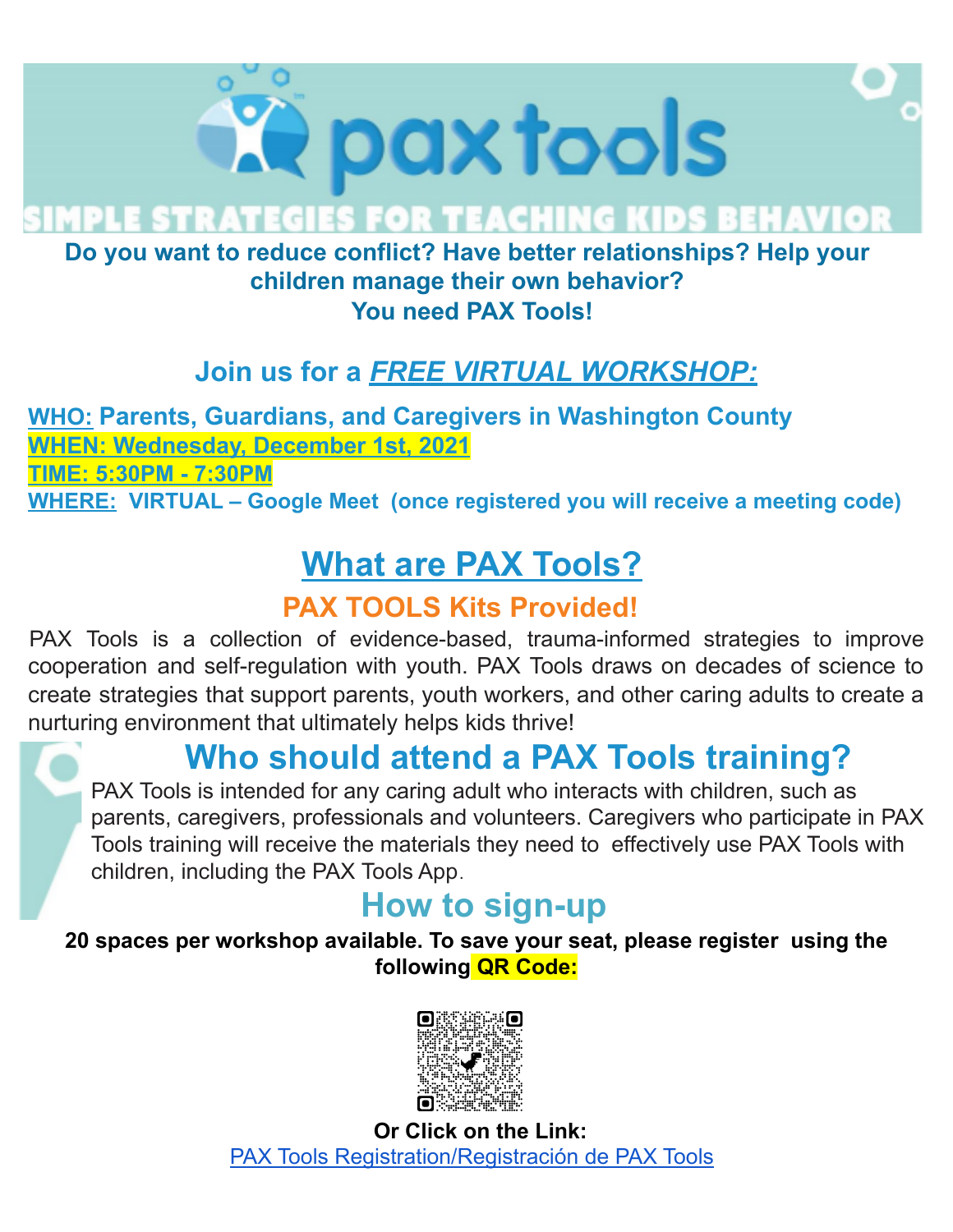# pax tools

SIMPLE STRATEGIES FOR TEACHING KIDS BEHAVIOR

**Do you want to reduce conflict? Have better relationships? Help your children manage their own behavior?**
**You need PAX Tools!**

## Join us for a ***FREE VIRTUAL WORKSHOP:***

**WHO: Parents, Guardians, and Caregivers in Washington County**
**WHEN: Wednesday, December 1st, 2021**
**TIME: 5:30PM - 7:30PM**
**WHERE: VIRTUAL – Google Meet (once registered you will receive a meeting code)**

## What are PAX Tools?

### PAX TOOLS Kits Provided!

PAX Tools is a collection of evidence-based, trauma-informed strategies to improve cooperation and self-regulation with youth. PAX Tools draws on decades of science to create strategies that support parents, youth workers, and other caring adults to create a nurturing environment that ultimately helps kids thrive!

## Who should attend a PAX Tools training?

PAX Tools is intended for any caring adult who interacts with children, such as parents, caregivers, professionals and volunteers. Caregivers who participate in PAX Tools training will receive the materials they need to effectively use PAX Tools with children, including the PAX Tools App.

## How to sign-up

**20 spaces per workshop available. To save your seat, please register using the following QR Code:**

**Or Click on the Link:**
PAX Tools Registration/Registración de PAX Tools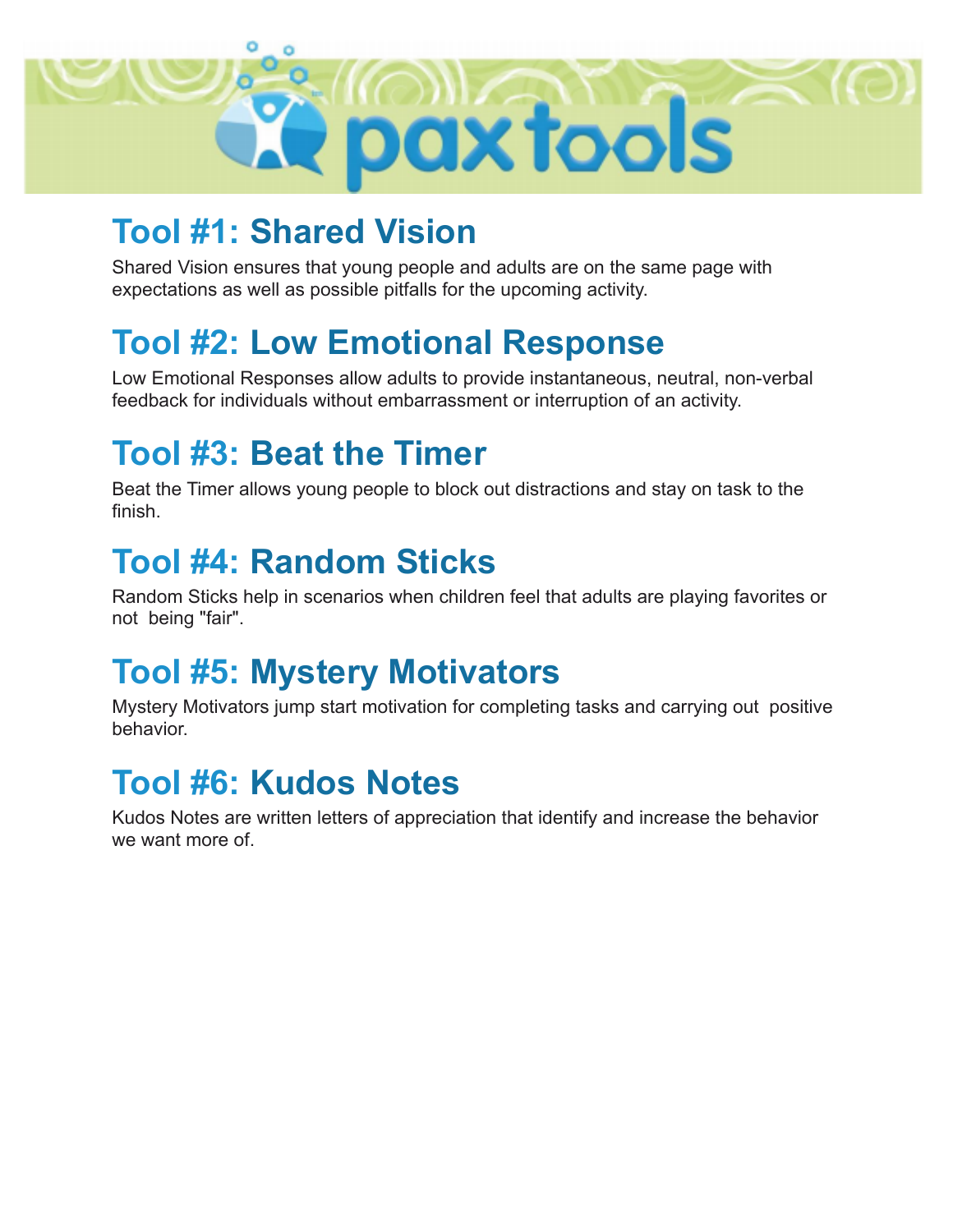# Tool #1: Shared Vision

Shared Vision ensures that young people and adults are on the same page with expectations as well as possible pitfalls for the upcoming activity.

# Tool #2: Low Emotional Response

Low Emotional Responses allow adults to provide instantaneous, neutral, non-verbal feedback for individuals without embarrassment or interruption of an activity.

# Tool #3: Beat the Timer

Beat the Timer allows young people to block out distractions and stay on task to the finish.

# Tool #4: Random Sticks

Random Sticks help in scenarios when children feel that adults are playing favorites or not being "fair".

# Tool #5: Mystery Motivators

Mystery Motivators jump start motivation for completing tasks and carrying out positive behavior.

# Tool #6: Kudos Notes

Kudos Notes are written letters of appreciation that identify and increase the behavior we want more of.